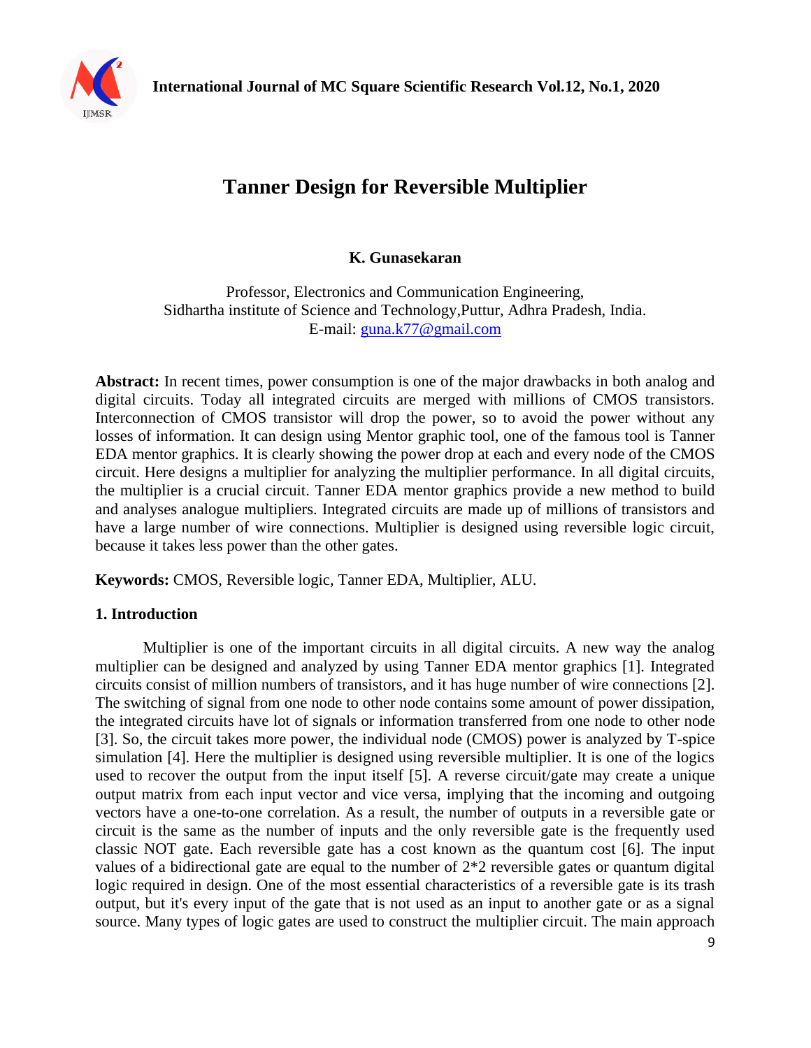# Tanner Design for Reversible Multiplier

**K. Gunasekaran**

Professor, Electronics and Communication Engineering,
Sidhartha institute of Science and Technology,Puttur, Adhra Pradesh, India.
E-mail: guna.k77@gmail.com

**Abstract:** In recent times, power consumption is one of the major drawbacks in both analog and digital circuits. Today all integrated circuits are merged with millions of CMOS transistors. Interconnection of CMOS transistor will drop the power, so to avoid the power without any losses of information. It can design using Mentor graphic tool, one of the famous tool is Tanner EDA mentor graphics. It is clearly showing the power drop at each and every node of the CMOS circuit. Here designs a multiplier for analyzing the multiplier performance. In all digital circuits, the multiplier is a crucial circuit. Tanner EDA mentor graphics provide a new method to build and analyses analogue multipliers. Integrated circuits are made up of millions of transistors and have a large number of wire connections. Multiplier is designed using reversible logic circuit, because it takes less power than the other gates.

**Keywords:** CMOS, Reversible logic, Tanner EDA, Multiplier, ALU.

## 1. Introduction

Multiplier is one of the important circuits in all digital circuits. A new way the analog multiplier can be designed and analyzed by using Tanner EDA mentor graphics [1]. Integrated circuits consist of million numbers of transistors, and it has huge number of wire connections [2]. The switching of signal from one node to other node contains some amount of power dissipation, the integrated circuits have lot of signals or information transferred from one node to other node [3]. So, the circuit takes more power, the individual node (CMOS) power is analyzed by T-spice simulation [4]. Here the multiplier is designed using reversible multiplier. It is one of the logics used to recover the output from the input itself [5]. A reverse circuit/gate may create a unique output matrix from each input vector and vice versa, implying that the incoming and outgoing vectors have a one-to-one correlation. As a result, the number of outputs in a reversible gate or circuit is the same as the number of inputs and the only reversible gate is the frequently used classic NOT gate. Each reversible gate has a cost known as the quantum cost [6]. The input values of a bidirectional gate are equal to the number of 2*2 reversible gates or quantum digital logic required in design. One of the most essential characteristics of a reversible gate is its trash output, but it's every input of the gate that is not used as an input to another gate or as a signal source. Many types of logic gates are used to construct the multiplier circuit. The main approach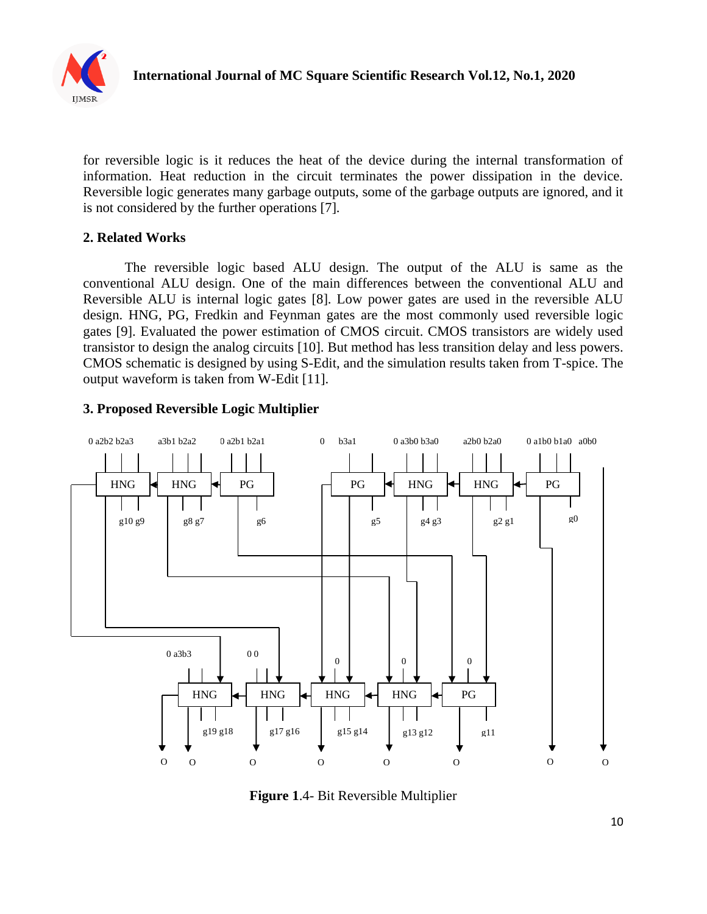for reversible logic is it reduces the heat of the device during the internal transformation of information. Heat reduction in the circuit terminates the power dissipation in the device. Reversible logic generates many garbage outputs, some of the garbage outputs are ignored, and it is not considered by the further operations [7].

## 2. Related Works

The reversible logic based ALU design. The output of the ALU is same as the conventional ALU design. One of the main differences between the conventional ALU and Reversible ALU is internal logic gates [8]. Low power gates are used in the reversible ALU design. HNG, PG, Fredkin and Feynman gates are the most commonly used reversible logic gates [9]. Evaluated the power estimation of CMOS circuit. CMOS transistors are widely used transistor to design the analog circuits [10]. But method has less transition delay and less powers. CMOS schematic is designed by using S-Edit, and the simulation results taken from T-spice. The output waveform is taken from W-Edit [11].

## 3. Proposed Reversible Logic Multiplier

**Figure 1**.4- Bit Reversible Multiplier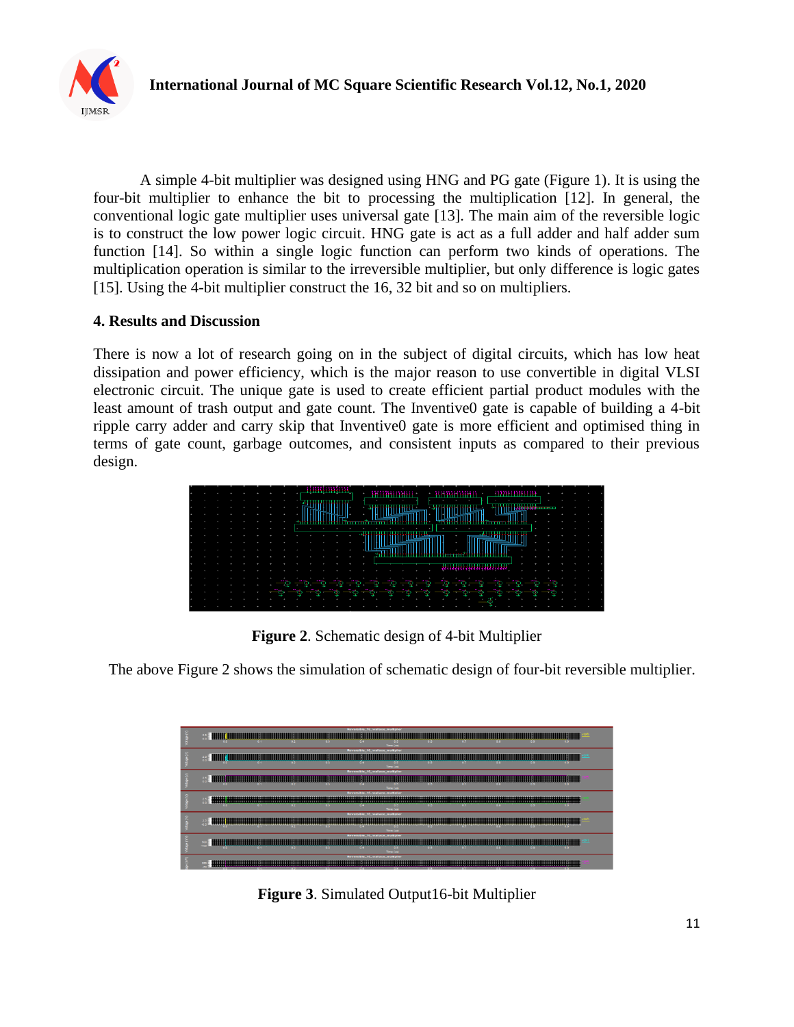A simple 4-bit multiplier was designed using HNG and PG gate (Figure 1). It is using the four-bit multiplier to enhance the bit to processing the multiplication [12]. In general, the conventional logic gate multiplier uses universal gate [13]. The main aim of the reversible logic is to construct the low power logic circuit. HNG gate is act as a full adder and half adder sum function [14]. So within a single logic function can perform two kinds of operations. The multiplication operation is similar to the irreversible multiplier, but only difference is logic gates [15]. Using the 4-bit multiplier construct the 16, 32 bit and so on multipliers.

## 4. Results and Discussion

There is now a lot of research going on in the subject of digital circuits, which has low heat dissipation and power efficiency, which is the major reason to use convertible in digital VLSI electronic circuit. The unique gate is used to create efficient partial product modules with the least amount of trash output and gate count. The Inventive0 gate is capable of building a 4-bit ripple carry adder and carry skip that Inventive0 gate is more efficient and optimised thing in terms of gate count, garbage outcomes, and consistent inputs as compared to their previous design.

**Figure 2**. Schematic design of 4-bit Multiplier

The above Figure 2 shows the simulation of schematic design of four-bit reversible multiplier.

**Figure 3**. Simulated Output16-bit Multiplier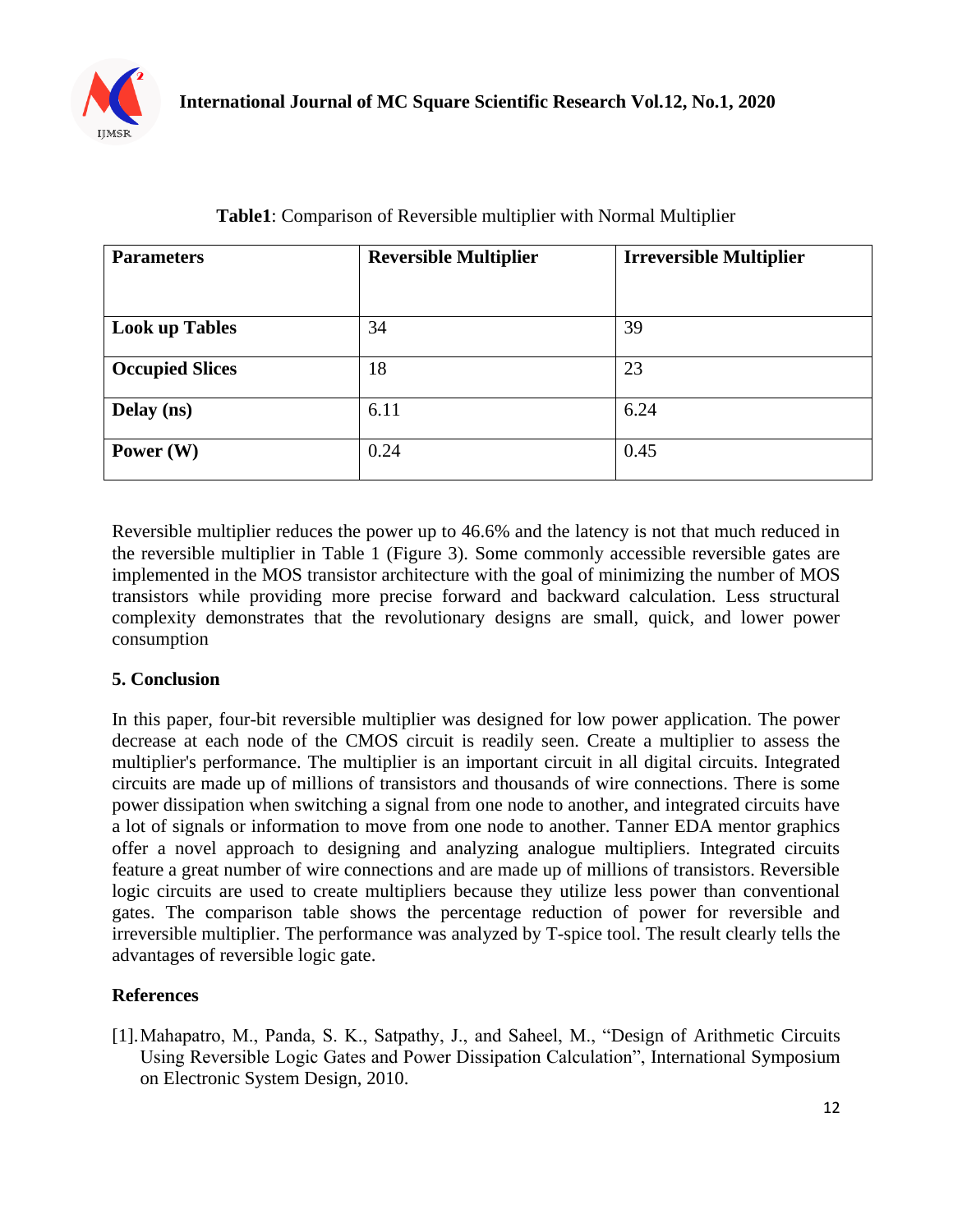**Table1**: Comparison of Reversible multiplier with Normal Multiplier

| Parameters | Reversible Multiplier | Irreversible Multiplier |
|---|---|---|
| **Look up Tables** | 34 | 39 |
| **Occupied Slices** | 18 | 23 |
| **Delay (ns)** | 6.11 | 6.24 |
| **Power (W)** | 0.24 | 0.45 |

Reversible multiplier reduces the power up to 46.6% and the latency is not that much reduced in the reversible multiplier in Table 1 (Figure 3). Some commonly accessible reversible gates are implemented in the MOS transistor architecture with the goal of minimizing the number of MOS transistors while providing more precise forward and backward calculation. Less structural complexity demonstrates that the revolutionary designs are small, quick, and lower power consumption

## 5. Conclusion

In this paper, four-bit reversible multiplier was designed for low power application. The power decrease at each node of the CMOS circuit is readily seen. Create a multiplier to assess the multiplier's performance. The multiplier is an important circuit in all digital circuits. Integrated circuits are made up of millions of transistors and thousands of wire connections. There is some power dissipation when switching a signal from one node to another, and integrated circuits have a lot of signals or information to move from one node to another. Tanner EDA mentor graphics offer a novel approach to designing and analyzing analogue multipliers. Integrated circuits feature a great number of wire connections and are made up of millions of transistors. Reversible logic circuits are used to create multipliers because they utilize less power than conventional gates. The comparison table shows the percentage reduction of power for reversible and irreversible multiplier. The performance was analyzed by T-spice tool. The result clearly tells the advantages of reversible logic gate.

## References

[1]. Mahapatro, M., Panda, S. K., Satpathy, J., and Saheel, M., "Design of Arithmetic Circuits Using Reversible Logic Gates and Power Dissipation Calculation", International Symposium on Electronic System Design, 2010.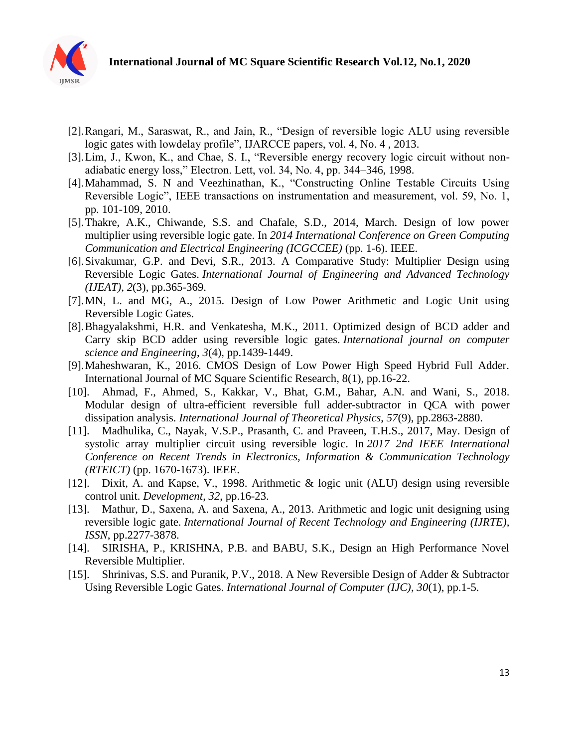[2]. Rangari, M., Saraswat, R., and Jain, R., "Design of reversible logic ALU using reversible logic gates with lowdelay profile", IJARCCE papers, vol. 4, No. 4 , 2013.

[3]. Lim, J., Kwon, K., and Chae, S. I., "Reversible energy recovery logic circuit without non-adiabatic energy loss," Electron. Lett, vol. 34, No. 4, pp. 344–346, 1998.

[4]. Mahammad, S. N and Veezhinathan, K., "Constructing Online Testable Circuits Using Reversible Logic", IEEE transactions on instrumentation and measurement, vol. 59, No. 1, pp. 101-109, 2010.

[5]. Thakre, A.K., Chiwande, S.S. and Chafale, S.D., 2014, March. Design of low power multiplier using reversible logic gate. In *2014 International Conference on Green Computing Communication and Electrical Engineering (ICGCCEE)* (pp. 1-6). IEEE.

[6]. Sivakumar, G.P. and Devi, S.R., 2013. A Comparative Study: Multiplier Design using Reversible Logic Gates. *International Journal of Engineering and Advanced Technology (IJEAT)*, *2*(3), pp.365-369.

[7]. MN, L. and MG, A., 2015. Design of Low Power Arithmetic and Logic Unit using Reversible Logic Gates.

[8]. Bhagyalakshmi, H.R. and Venkatesha, M.K., 2011. Optimized design of BCD adder and Carry skip BCD adder using reversible logic gates. *International journal on computer science and Engineering*, *3*(4), pp.1439-1449.

[9]. Maheshwaran, K., 2016. CMOS Design of Low Power High Speed Hybrid Full Adder. International Journal of MC Square Scientific Research, 8(1), pp.16-22.

[10]. Ahmad, F., Ahmed, S., Kakkar, V., Bhat, G.M., Bahar, A.N. and Wani, S., 2018. Modular design of ultra-efficient reversible full adder-subtractor in QCA with power dissipation analysis. *International Journal of Theoretical Physics*, *57*(9), pp.2863-2880.

[11]. Madhulika, C., Nayak, V.S.P., Prasanth, C. and Praveen, T.H.S., 2017, May. Design of systolic array multiplier circuit using reversible logic. In *2017 2nd IEEE International Conference on Recent Trends in Electronics, Information & Communication Technology (RTEICT)* (pp. 1670-1673). IEEE.

[12]. Dixit, A. and Kapse, V., 1998. Arithmetic & logic unit (ALU) design using reversible control unit. *Development*, *32*, pp.16-23.

[13]. Mathur, D., Saxena, A. and Saxena, A., 2013. Arithmetic and logic unit designing using reversible logic gate. *International Journal of Recent Technology and Engineering (IJRTE), ISSN*, pp.2277-3878.

[14]. SIRISHA, P., KRISHNA, P.B. and BABU, S.K., Design an High Performance Novel Reversible Multiplier.

[15]. Shrinivas, S.S. and Puranik, P.V., 2018. A New Reversible Design of Adder & Subtractor Using Reversible Logic Gates. *International Journal of Computer (IJC)*, *30*(1), pp.1-5.